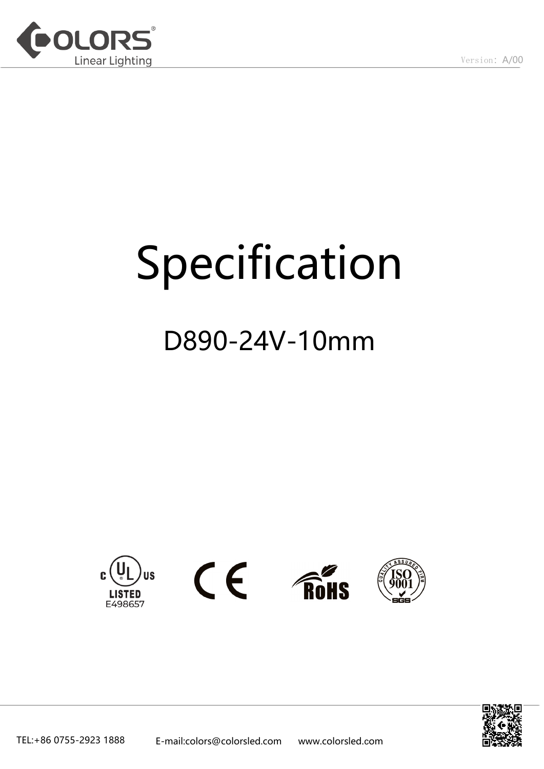# Specification

## D890-24V-10mm

LISTED E498657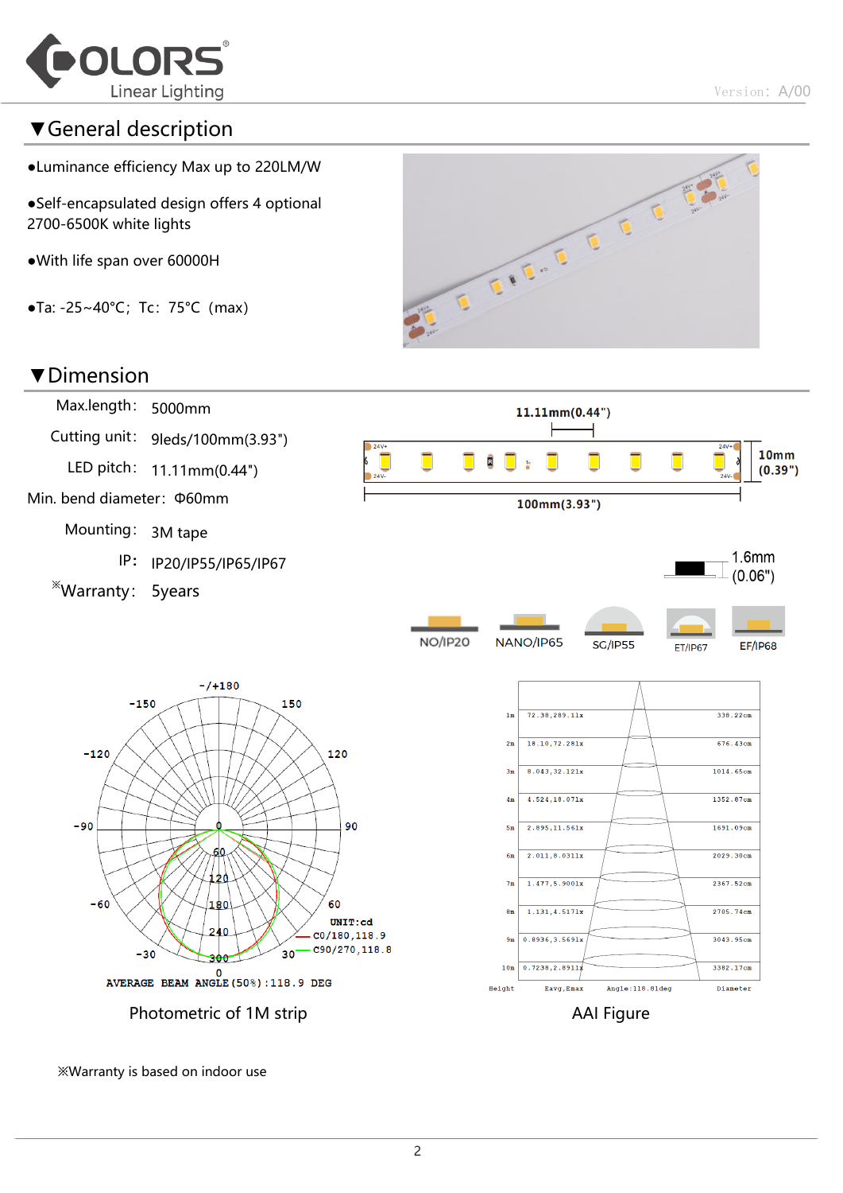## ▼General description

- ●Luminance efficiency Max up to 220LM/W
- ●Self-encapsulated design offers 4 optional 2700-6500K white lights
- ●With life span over 60000H
- ●Ta: -25~40°C; Tc: 75°C (max)

## ▼Dimension

Max.length: 5000mm

Cutting unit: 9leds/100mm(3.93")

LED pitch: 11.11mm(0.44")

Min. bend diameter: Φ60mm

Mounting: 3M tape

IP: IP20/IP55/IP65/IP67

※Warranty: 5years

11.11mm(0.44")

10mm (0.39")

100mm(3.93")

1.6mm (0.06")

NO/IP20 NANO/IP65 SG/IP55 ET/IP67 EF/IP68

UNIT:cd
C0/180,118.9
C90/270,118.8

AVERAGE BEAM ANGLE(50%):118.9 DEG

Photometric of 1M strip

| Height | Eavg,Emax | Diameter |
|---|---|---|
| 1m | 72.38,289.11x | 338.22cm |
| 2m | 18.10,72.281x | 676.43cm |
| 3m | 8.043,32.121x | 1014.65cm |
| 4m | 4.524,18.071x | 1352.87cm |
| 5m | 2.895,11.561x | 1691.09cm |
| 6m | 2.011,8.0311x | 2029.30cm |
| 7m | 1.477,5.9001x | 2367.52cm |
| 8m | 1.131,4.5171x | 2705.74cm |
| 9m | 0.8936,3.5691x | 3043.95cm |
| 10m | 0.7238,2.8911x | 3382.17cm |

Angle:118.81deg

AAI Figure

※Warranty is based on indoor use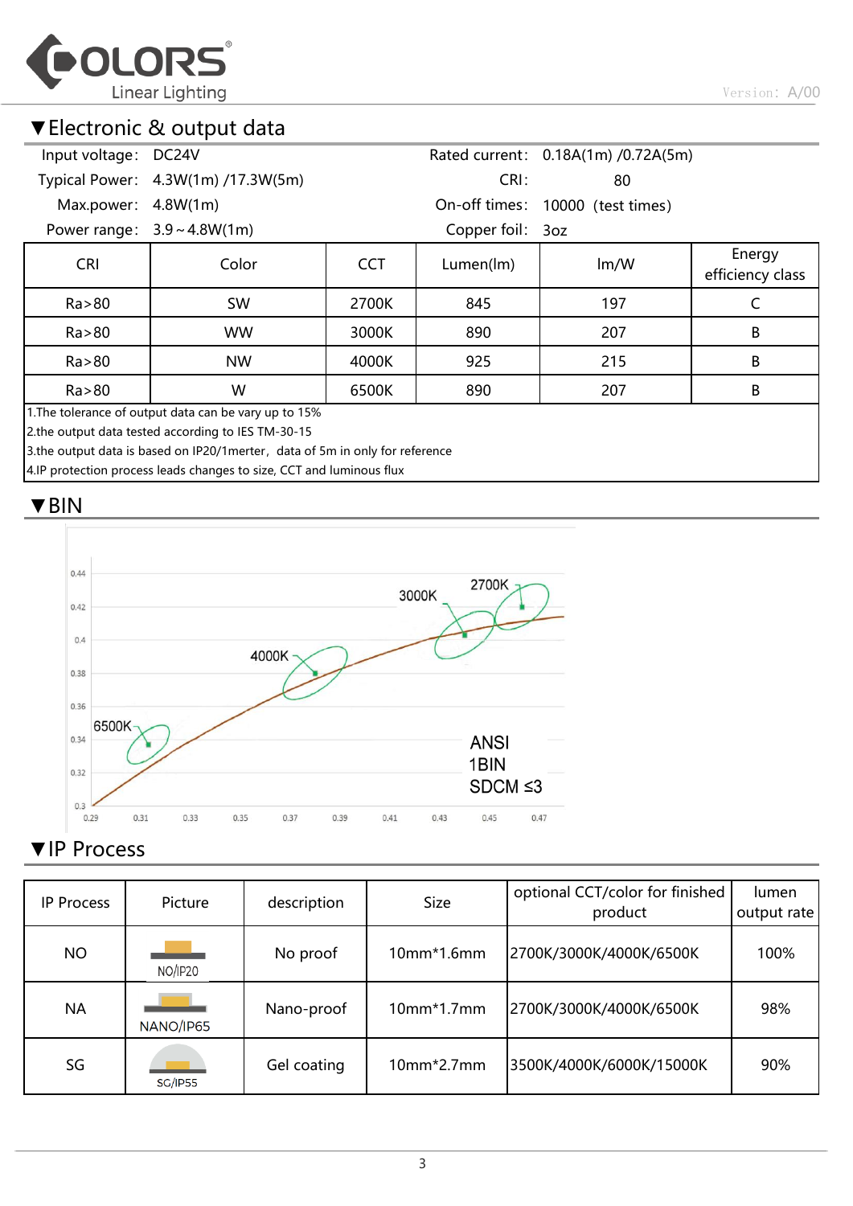## ▼Electronic & output data

| | | | |
|---|---|---|---|
| Input voltage: | DC24V | Rated current: | 0.18A(1m) /0.72A(5m) |
| Typical Power: | 4.3W(1m) /17.3W(5m) | CRI: | 80 |
| Max.power: | 4.8W(1m) | On-off times: | 10000 (test times) |
| Power range: | 3.9～4.8W(1m) | Copper foil: | 3oz |

| CRI | Color | CCT | Lumen(lm) | lm/W | Energy efficiency class |
|---|---|---|---|---|---|
| Ra>80 | SW | 2700K | 845 | 197 | C |
| Ra>80 | WW | 3000K | 890 | 207 | B |
| Ra>80 | NW | 4000K | 925 | 215 | B |
| Ra>80 | W | 6500K | 890 | 207 | B |

1.The tolerance of output data can be vary up to 15%
2.the output data tested according to IES TM-30-15
3.the output data is based on IP20/1merter，data of 5m in only for reference
4.IP protection process leads changes to size, CCT and luminous flux

## ▼BIN

ANSI
1BIN
SDCM ≤3

## ▼IP Process

| IP Process | Picture | description | Size | optional CCT/color for finished product | lumen output rate |
|---|---|---|---|---|---|
| NO | NO/IP20 | No proof | 10mm*1.6mm | 2700K/3000K/4000K/6500K | 100% |
| NA | NANO/IP65 | Nano-proof | 10mm*1.7mm | 2700K/3000K/4000K/6500K | 98% |
| SG | SG/IP55 | Gel coating | 10mm*2.7mm | 3500K/4000K/6000K/15000K | 90% |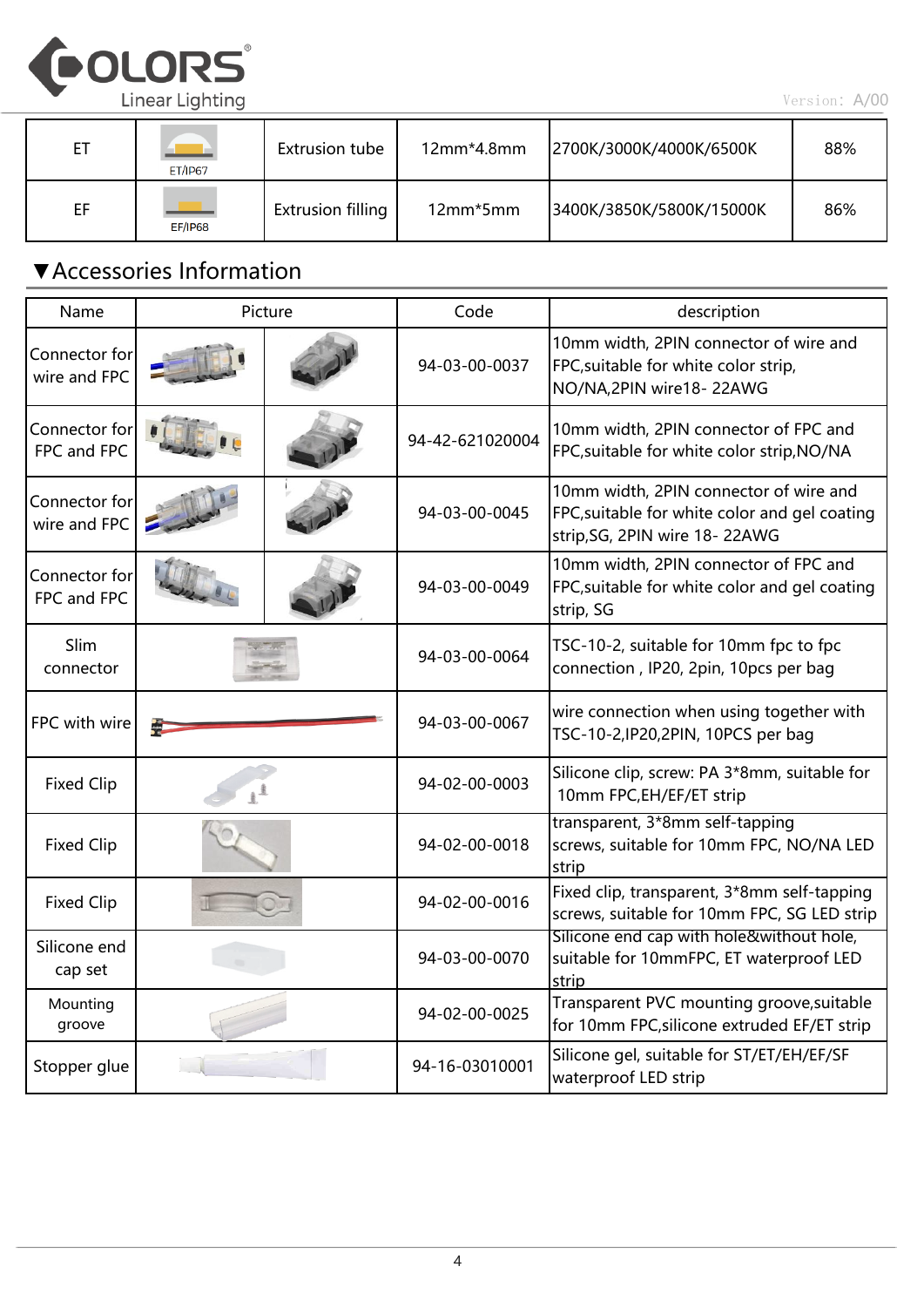| ET | ET/IP67 | Extrusion tube | 12mm*4.8mm | 2700K/3000K/4000K/6500K | 88% |
|---|---|---|---|---|---|
| EF | EF/IP68 | Extrusion filling | 12mm*5mm | 3400K/3850K/5800K/15000K | 86% |

## ▼Accessories Information

| Name | Picture | | Code | description |
|---|---|---|---|---|
| Connector for wire and FPC | | | 94-03-00-0037 | 10mm width, 2PIN connector of wire and FPC,suitable for white color strip, NO/NA,2PIN wire18- 22AWG |
| Connector for FPC and FPC | | | 94-42-621020004 | 10mm width, 2PIN connector of FPC and FPC,suitable for white color strip,NO/NA |
| Connector for wire and FPC | | | 94-03-00-0045 | 10mm width, 2PIN connector of wire and FPC,suitable for white color and gel coating strip,SG, 2PIN wire 18- 22AWG |
| Connector for FPC and FPC | | | 94-03-00-0049 | 10mm width, 2PIN connector of FPC and FPC,suitable for white color and gel coating strip, SG |
| Slim connector | | | 94-03-00-0064 | TSC-10-2, suitable for 10mm fpc to fpc connection , IP20, 2pin, 10pcs per bag |
| FPC with wire | | | 94-03-00-0067 | wire connection when using together with TSC-10-2,IP20,2PIN, 10PCS per bag |
| Fixed Clip | | | 94-02-00-0003 | Silicone clip, screw: PA 3*8mm, suitable for 10mm FPC,EH/EF/ET strip |
| Fixed Clip | | | 94-02-00-0018 | transparent, 3*8mm self-tapping screws, suitable for 10mm FPC, NO/NA LED strip |
| Fixed Clip | | | 94-02-00-0016 | Fixed clip, transparent, 3*8mm self-tapping screws, suitable for 10mm FPC, SG LED strip |
| Silicone end cap set | | | 94-03-00-0070 | Silicone end cap with hole&without hole, suitable for 10mmFPC, ET waterproof LED strip |
| Mounting groove | | | 94-02-00-0025 | Transparent PVC mounting groove,suitable for 10mm FPC,silicone extruded EF/ET strip |
| Stopper glue | | | 94-16-03010001 | Silicone gel, suitable for ST/ET/EH/EF/SF waterproof LED strip |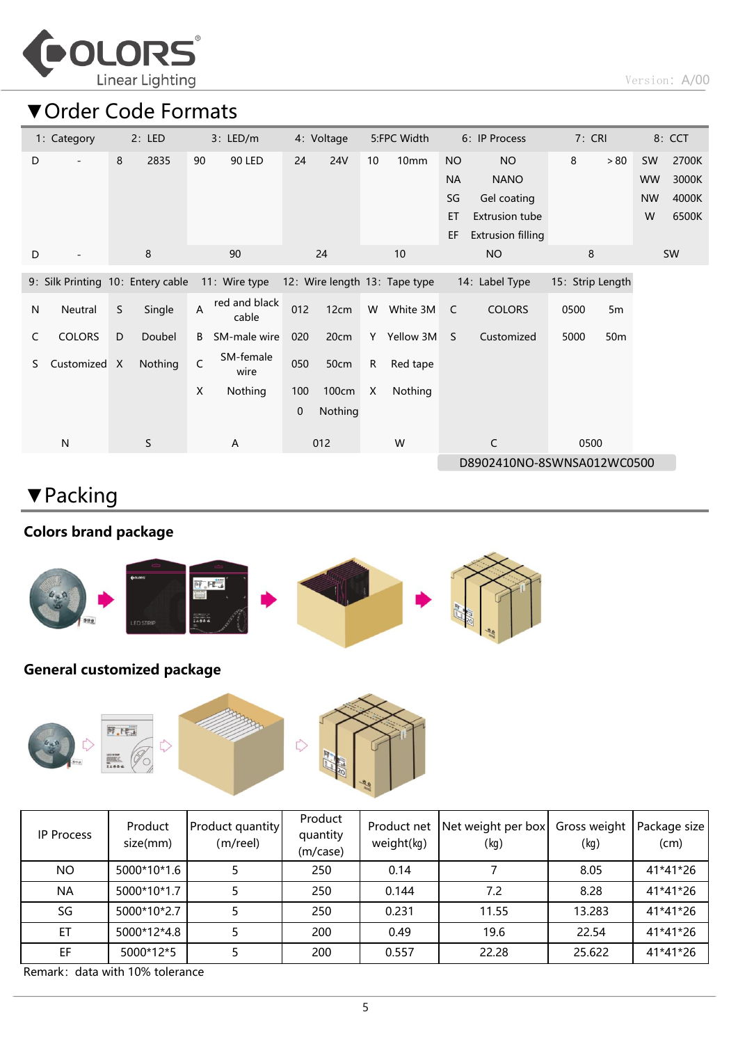# ▼Order Code Formats

| 1: Category | | 2: LED | | 3: LED/m | | 4: Voltage | | 5:FPC Width | | 6: IP Process | | 7: CRI | | 8: CCT | |
|---|---|---|---|---|---|---|---|---|---|---|---|---|---|---|---|
| D | - | 8 | 2835 | 90 | 90 LED | 24 | 24V | 10 | 10mm | NO | NO | 8 | ＞80 | SW | 2700K |
| | | | | | | | | | | NA | NANO | | | WW | 3000K |
| | | | | | | | | | | SG | Gel coating | | | NW | 4000K |
| | | | | | | | | | | ET | Extrusion tube | | | W | 6500K |
| | | | | | | | | | | EF | Extrusion filling | | | | |
| D | - | 8 | | 90 | | 24 | | 10 | | NO | | 8 | | SW | |

| 9: Silk Printing | | 10: Entery cable | | 11: Wire type | | 12: Wire length | | 13: Tape type | | 14: Label Type | | 15: Strip Length | |
|---|---|---|---|---|---|---|---|---|---|---|---|---|---|
| N | Neutral | S | Single | A | red and black cable | 012 | 12cm | W | White 3M | C | COLORS | 0500 | 5m |
| C | COLORS | D | Doubel | B | SM-male wire | 020 | 20cm | Y | Yellow 3M | S | Customized | 5000 | 50m |
| S | Customized | X | Nothing | C | SM-female wire | 050 | 50cm | R | Red tape | | | | |
| | | | | X | Nothing | 100 | 100cm | X | Nothing | | | | |
| | | | | | | 0 | Nothing | | | | | | |
| N | | S | | A | | 012 | | W | | C | | 0500 | |

D8902410NO-8SWNSA012WC0500

# ▼Packing

## Colors brand package

## General customized package

| IP Process | Product size(mm) | Product quantity (m/reel) | Product quantity (m/case) | Product net weight(kg) | Net weight per box (kg) | Gross weight (kg) | Package size (cm) |
|---|---|---|---|---|---|---|---|
| NO | 5000*10*1.6 | 5 | 250 | 0.14 | 7 | 8.05 | 41*41*26 |
| NA | 5000*10*1.7 | 5 | 250 | 0.144 | 7.2 | 8.28 | 41*41*26 |
| SG | 5000*10*2.7 | 5 | 250 | 0.231 | 11.55 | 13.283 | 41*41*26 |
| ET | 5000*12*4.8 | 5 | 200 | 0.49 | 19.6 | 22.54 | 41*41*26 |
| EF | 5000*12*5 | 5 | 200 | 0.557 | 22.28 | 25.622 | 41*41*26 |

Remark: data with 10% tolerance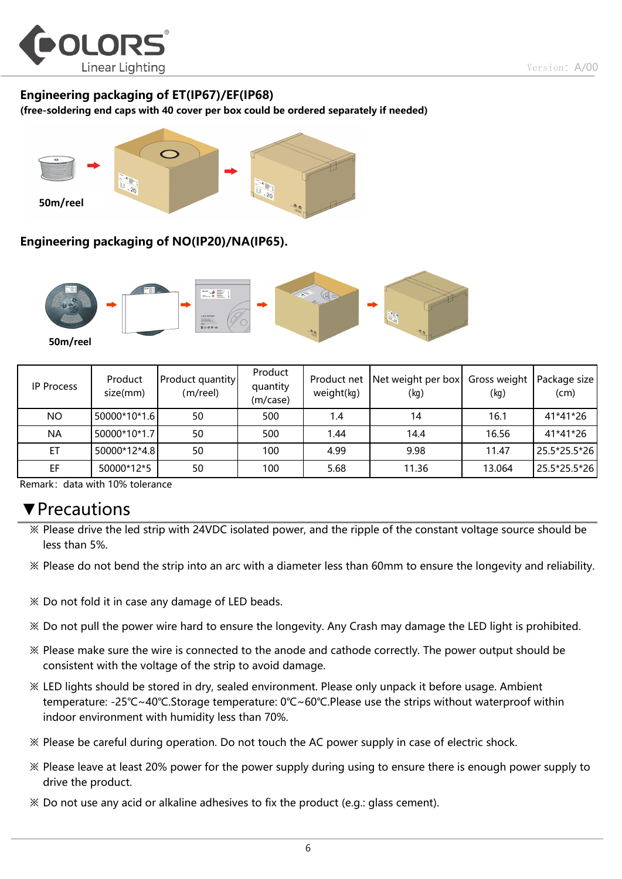**Engineering packaging of ET(IP67)/EF(IP68)**

**(free-soldering end caps with 40 cover per box could be ordered separately if needed)**

**50m/reel**

**Engineering packaging of NO(IP20)/NA(IP65).**

**50m/reel**

| IP Process | Product size(mm) | Product quantity (m/reel) | Product quantity (m/case) | Product net weight(kg) | Net weight per box (kg) | Gross weight (kg) | Package size (cm) |
|---|---|---|---|---|---|---|---|
| NO | 50000*10*1.6 | 50 | 500 | 1.4 | 14 | 16.1 | 41*41*26 |
| NA | 50000*10*1.7 | 50 | 500 | 1.44 | 14.4 | 16.56 | 41*41*26 |
| ET | 50000*12*4.8 | 50 | 100 | 4.99 | 9.98 | 11.47 | 25.5*25.5*26 |
| EF | 50000*12*5 | 50 | 100 | 5.68 | 11.36 | 13.064 | 25.5*25.5*26 |

Remark: data with 10% tolerance

# ▼Precautions

※ Please drive the led strip with 24VDC isolated power, and the ripple of the constant voltage source should be less than 5%.

※ Please do not bend the strip into an arc with a diameter less than 60mm to ensure the longevity and reliability.

※ Do not fold it in case any damage of LED beads.

※ Do not pull the power wire hard to ensure the longevity. Any Crash may damage the LED light is prohibited.

※ Please make sure the wire is connected to the anode and cathode correctly. The power output should be consistent with the voltage of the strip to avoid damage.

※ LED lights should be stored in dry, sealed environment. Please only unpack it before usage. Ambient temperature: -25℃~40℃.Storage temperature: 0℃~60℃.Please use the strips without waterproof within indoor environment with humidity less than 70%.

※ Please be careful during operation. Do not touch the AC power supply in case of electric shock.

※ Please leave at least 20% power for the power supply during using to ensure there is enough power supply to drive the product.

※ Do not use any acid or alkaline adhesives to fix the product (e.g.: glass cement).